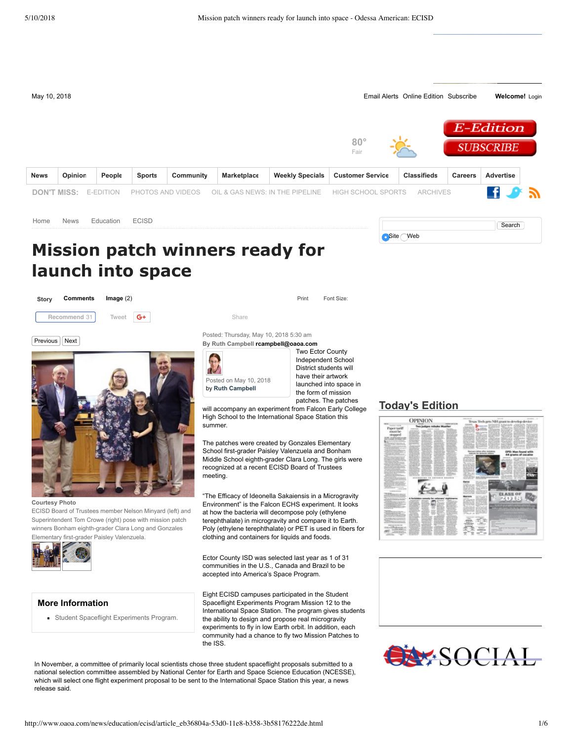# Mission patch winners ready for launch into space

Posted: Thursday, May 10, 2018 5:30 am

By Ruth Campbell rcampbell@oaoa.com

Courtesy Photo

ECISD Board of Trustees member Nelson Minyard (left) and Superintendent Tom Crowe (right) pose with mission patch winners Bonham eighth-grader Clara Long and Gonzales Elementary first-grader Paisley Valenzuela.

Two Ector County Independent School District students will have their artwork launched into space in the form of mission patches. The patches will accompany an experiment from Falcon Early College High School to the International Space Station this summer.

The patches were created by Gonzales Elementary School first-grader Paisley Valenzuela and Bonham Middle School eighth-grader Clara Long. The girls were recognized at a recent ECISD Board of Trustees meeting.

"The Efficacy of Ideonella Sakaiensis in a Microgravity Environment" is the Falcon ECHS experiment. It looks at how the bacteria will decompose poly (ethylene terephthalate) in microgravity and compare it to Earth. Poly (ethylene terephthalate) or PET is used in fibers for clothing and containers for liquids and foods.

Ector County ISD was selected last year as 1 of 31 communities in the U.S., Canada and Brazil to be accepted into America's Space Program.

Eight ECISD campuses participated in the Student Spaceflight Experiments Program Mission 12 to the International Space Station. The program gives students the ability to design and propose real microgravity experiments to fly in low Earth orbit. In addition, each community had a chance to fly two Mission Patches to the ISS.

In November, a committee of primarily local scientists chose three student spaceflight proposals submitted to a national selection committee assembled by National Center for Earth and Space Science Education (NCESSE), which will select one flight experiment proposal to be sent to the International Space Station this year, a news release said.

## More Information

- Student Spaceflight Experiments Program.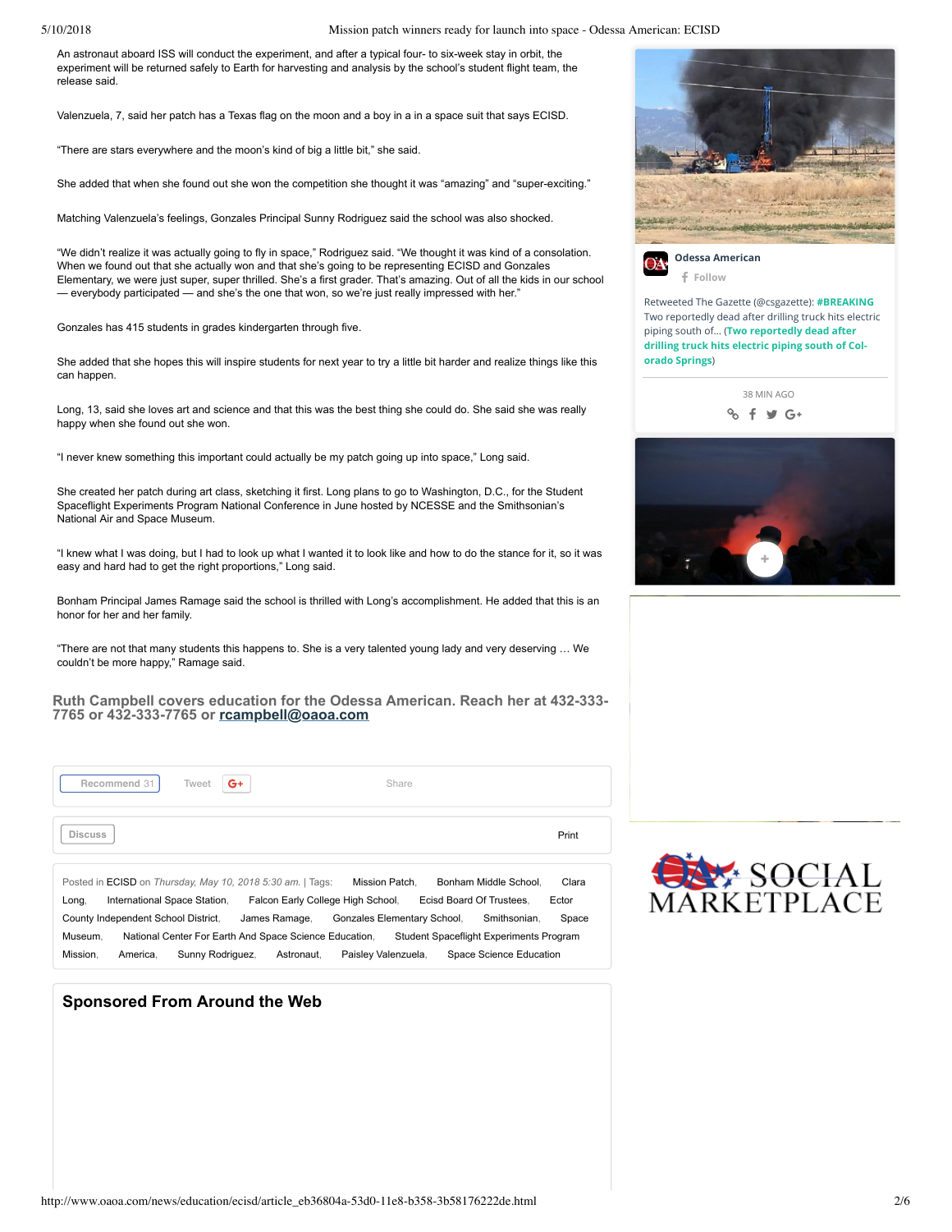An astronaut aboard ISS will conduct the experiment, and after a typical four- to six-week stay in orbit, the experiment will be returned safely to Earth for harvesting and analysis by the school's student flight team, the release said.

Valenzuela, 7, said her patch has a Texas flag on the moon and a boy in a in a space suit that says ECISD.

"There are stars everywhere and the moon's kind of big a little bit," she said.

She added that when she found out she won the competition she thought it was "amazing" and "super-exciting."

Matching Valenzuela's feelings, Gonzales Principal Sunny Rodriguez said the school was also shocked.

"We didn't realize it was actually going to fly in space," Rodriguez said. "We thought it was kind of a consolation. When we found out that she actually won and that she's going to be representing ECISD and Gonzales Elementary, we were just super, super thrilled. She's a first grader. That's amazing. Out of all the kids in our school — everybody participated — and she's the one that won, so we're just really impressed with her."

Gonzales has 415 students in grades kindergarten through five.

She added that she hopes this will inspire students for next year to try a little bit harder and realize things like this can happen.

Long, 13, said she loves art and science and that this was the best thing she could do. She said she was really happy when she found out she won.

"I never knew something this important could actually be my patch going up into space," Long said.

She created her patch during art class, sketching it first. Long plans to go to Washington, D.C., for the Student Spaceflight Experiments Program National Conference in June hosted by NCESSE and the Smithsonian's National Air and Space Museum.

"I knew what I was doing, but I had to look up what I wanted it to look like and how to do the stance for it, so it was easy and hard had to get the right proportions," Long said.

Bonham Principal James Ramage said the school is thrilled with Long's accomplishment. He added that this is an honor for her and her family.

"There are not that many students this happens to. She is a very talented young lady and very deserving … We couldn't be more happy," Ramage said.

**Ruth Campbell covers education for the Odessa American. Reach her at 432-333-7765 or 432-333-7765 or rcampbell@oaoa.com**

Recommend 31 Tweet G+ Share

Discuss Print

Posted in ECISD on *Thursday, May 10, 2018 5:30 am.* | Tags: Mission Patch, Bonham Middle School, Clara Long, International Space Station, Falcon Early College High School, Ecisd Board Of Trustees, Ector County Independent School District, James Ramage, Gonzales Elementary School, Smithsonian, Space Museum, National Center For Earth And Space Science Education, Student Spaceflight Experiments Program Mission, America, Sunny Rodriguez, Astronaut, Paisley Valenzuela, Space Science Education

## Sponsored From Around the Web

**Odessa American**

Follow

Retweeted The Gazette (@csgazette): #BREAKING Two reportedly dead after drilling truck hits electric piping south of… (Two reportedly dead after drilling truck hits electric piping south of Colorado Springs)

38 MIN AGO

OA SOCIAL MARKETPLACE